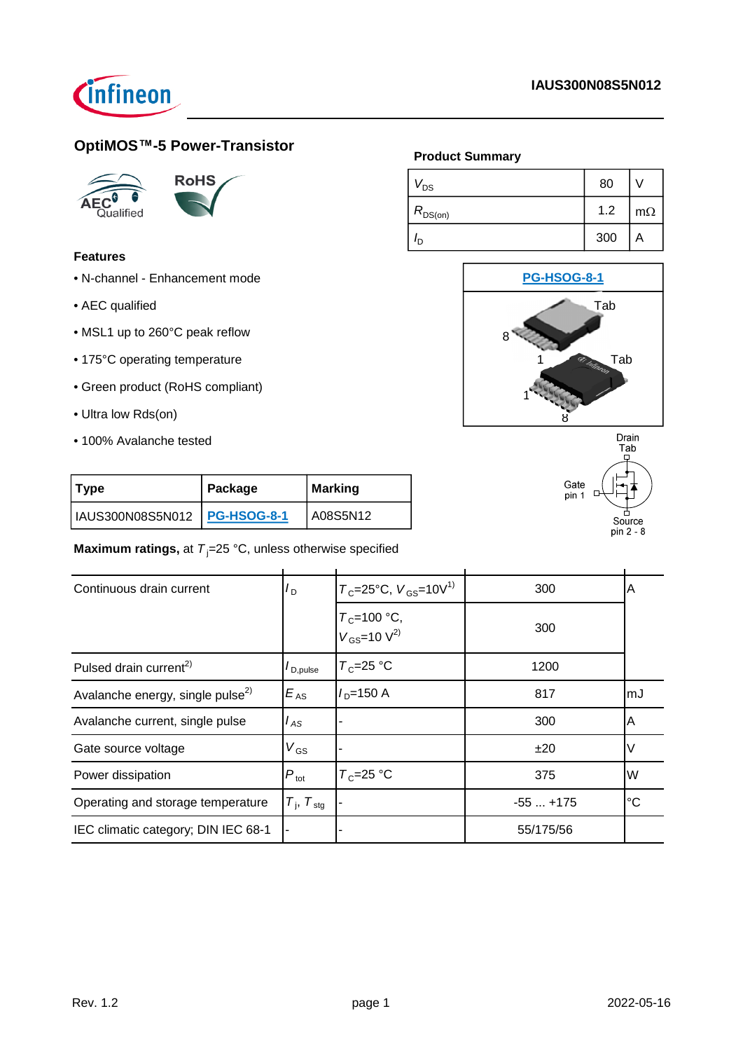IAUS300N08S5N012

## OptiMOS™-5 Power-Transistor

### Product Summary

| | | |
|---|---|---|
| $V_{DS}$ | 80 | V |
| $R_{DS(on)}$ | 1.2 | mΩ |
| $I_D$ | 300 | A |

PG-HSOG-8-1

Tab

8

1

Tab

1

8

Drain Tab

Gate pin 1

Source pin 2 - 8

### Features

- N-channel - Enhancement mode
- AEC qualified
- MSL1 up to 260°C peak reflow
- 175°C operating temperature
- Green product (RoHS compliant)
- Ultra low Rds(on)
- 100% Avalanche tested

| Type | Package | Marking |
|---|---|---|
| IAUS300N08S5N012 | PG-HSOG-8-1 | A08S5N12 |

**Maximum ratings,** at $T_j$=25 °C, unless otherwise specified

| | | | | |
|---|---|---|---|---|
| Continuous drain current | $I_D$ | $T_C$=25°C, $V_{GS}$=10V[1] | 300 | A |
| | | $T_C$=100 °C, $V_{GS}$=10 V[2] | 300 | |
| Pulsed drain current[2] | $I_{D,pulse}$ | $T_C$=25 °C | 1200 | |
| Avalanche energy, single pulse[2] | $E_{AS}$ | $I_D$=150 A | 817 | mJ |
| Avalanche current, single pulse | $I_{AS}$ | - | 300 | A |
| Gate source voltage | $V_{GS}$ | - | ±20 | V |
| Power dissipation | $P_{tot}$ | $T_C$=25 °C | 375 | W |
| Operating and storage temperature | $T_j$, $T_{stg}$ | - | -55 ... +175 | °C |
| IEC climatic category; DIN IEC 68-1 | - | - | 55/175/56 | |

Rev. 1.2 2022-05-16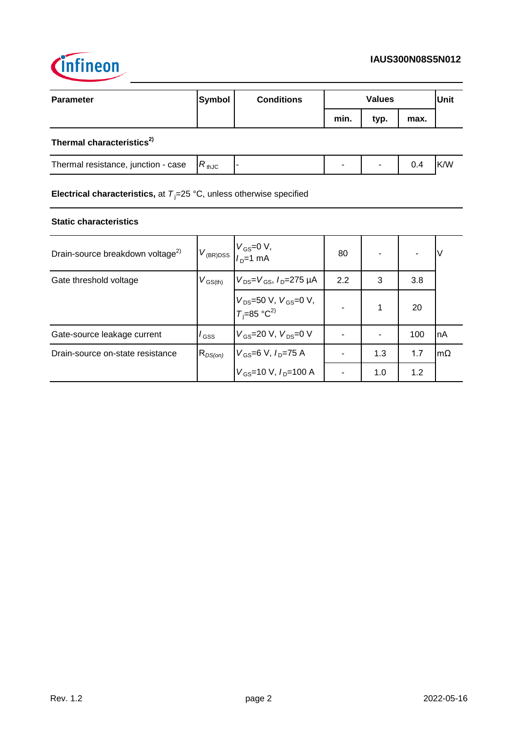| Parameter | Symbol | Conditions | Values | | | Unit |
|---|---|---|---|---|---|---|
| | | | min. | typ. | max. | |
| **Thermal characteristics[2)]** | | | | | | |
| Thermal resistance, junction - case | $R_{thJC}$ | - | - | - | 0.4 | K/W |

**Electrical characteristics,** at $T_j$=25 °C, unless otherwise specified

**Static characteristics**

| Parameter | Symbol | Conditions | min. | typ. | max. | Unit |
|---|---|---|---|---|---|---|
| Drain-source breakdown voltage[2)] | $V_{(BR)DSS}$ | $V_{GS}$=0 V, $I_D$=1 mA | 80 | - | - | V |
| Gate threshold voltage | $V_{GS(th)}$ | $V_{DS}$=$V_{GS}$, $I_D$=275 µA | 2.2 | 3 | 3.8 | |
| | | $V_{DS}$=50 V, $V_{GS}$=0 V, $T_j$=85 °C[2)] | - | 1 | 20 | |
| Gate-source leakage current | $I_{GSS}$ | $V_{GS}$=20 V, $V_{DS}$=0 V | - | - | 100 | nA |
| Drain-source on-state resistance | $R_{DS(on)}$ | $V_{GS}$=6 V, $I_D$=75 A | - | 1.3 | 1.7 | mΩ |
| | | $V_{GS}$=10 V, $I_D$=100 A | - | 1.0 | 1.2 | |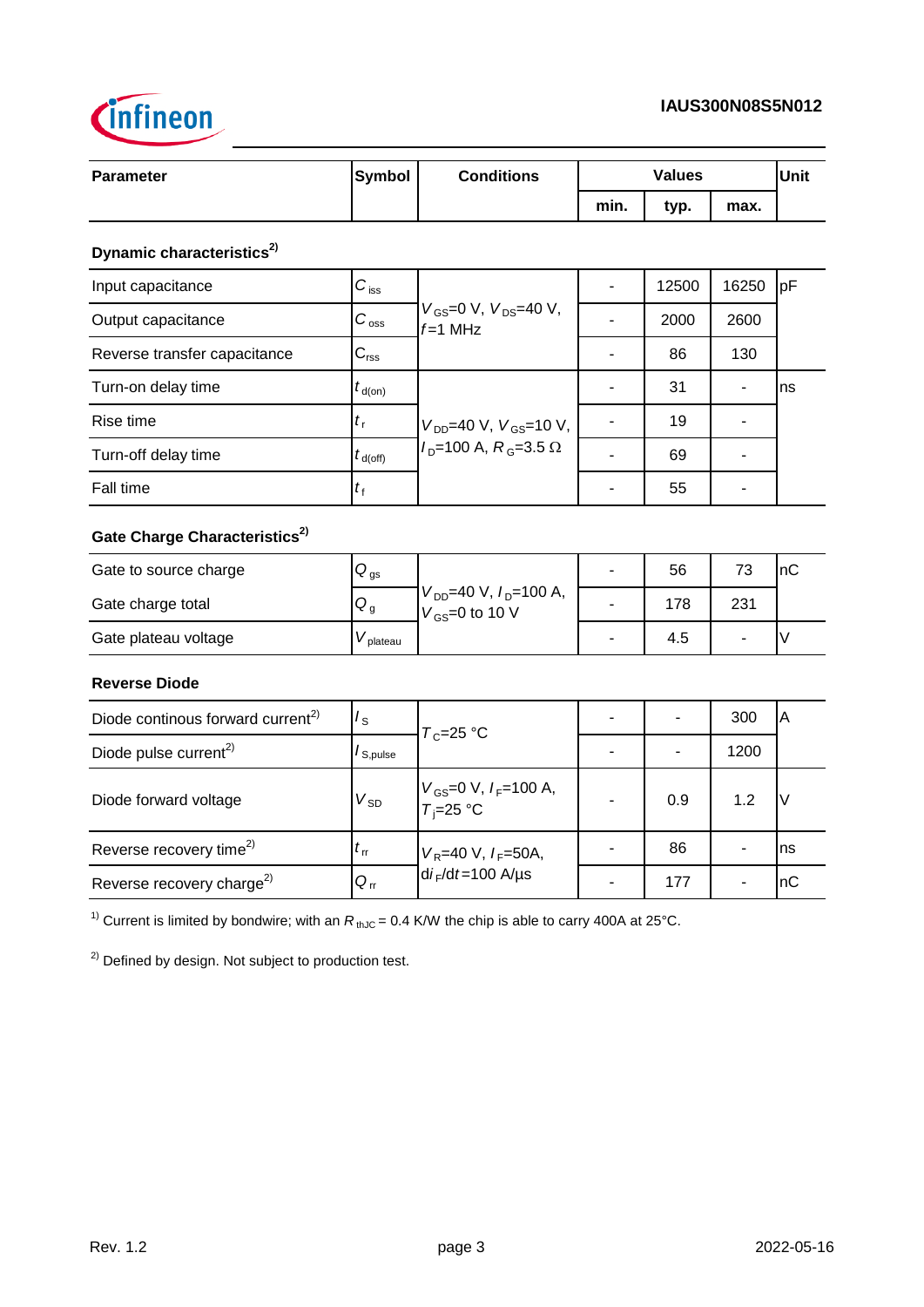| Parameter | Symbol | Conditions | Values | | | Unit |
|---|---|---|---|---|---|---|
| | | | min. | typ. | max. | |
| **Dynamic characteristics**[2] | | | | | | |
| Input capacitance | $C_{iss}$ | $V_{GS}$=0 V, $V_{DS}$=40 V, $f$=1 MHz | - | 12500 | 16250 | pF |
| Output capacitance | $C_{oss}$ | | - | 2000 | 2600 | |
| Reverse transfer capacitance | $C_{rss}$ | | - | 86 | 130 | |
| Turn-on delay time | $t_{d(on)}$ | $V_{DD}$=40 V, $V_{GS}$=10 V, $I_D$=100 A, $R_G$=3.5 Ω | - | 31 | - | ns |
| Rise time | $t_r$ | | - | 19 | - | |
| Turn-off delay time | $t_{d(off)}$ | | - | 69 | - | |
| Fall time | $t_f$ | | - | 55 | - | |
| **Gate Charge Characteristics**[2] | | | | | | |
| Gate to source charge | $Q_{gs}$ | $V_{DD}$=40 V, $I_D$=100 A, $V_{GS}$=0 to 10 V | - | 56 | 73 | nC |
| Gate charge total | $Q_g$ | | - | 178 | 231 | |
| Gate plateau voltage | $V_{plateau}$ | | - | 4.5 | - | V |
| **Reverse Diode** | | | | | | |
| Diode continous forward current[2] | $I_S$ | $T_C$=25 °C | - | - | 300 | A |
| Diode pulse current[2] | $I_{S,pulse}$ | | - | - | 1200 | |
| Diode forward voltage | $V_{SD}$ | $V_{GS}$=0 V, $I_F$=100 A, $T_j$=25 °C | - | 0.9 | 1.2 | V |
| Reverse recovery time[2] | $t_{rr}$ | $V_R$=40 V, $I_F$=50A, $di_F/dt$=100 A/µs | - | 86 | - | ns |
| Reverse recovery charge[2] | $Q_{rr}$ | | - | 177 | - | nC |

[1] Current is limited by bondwire; with an $R_{thJC}$ = 0.4 K/W the chip is able to carry 400A at 25°C.

[2] Defined by design. Not subject to production test.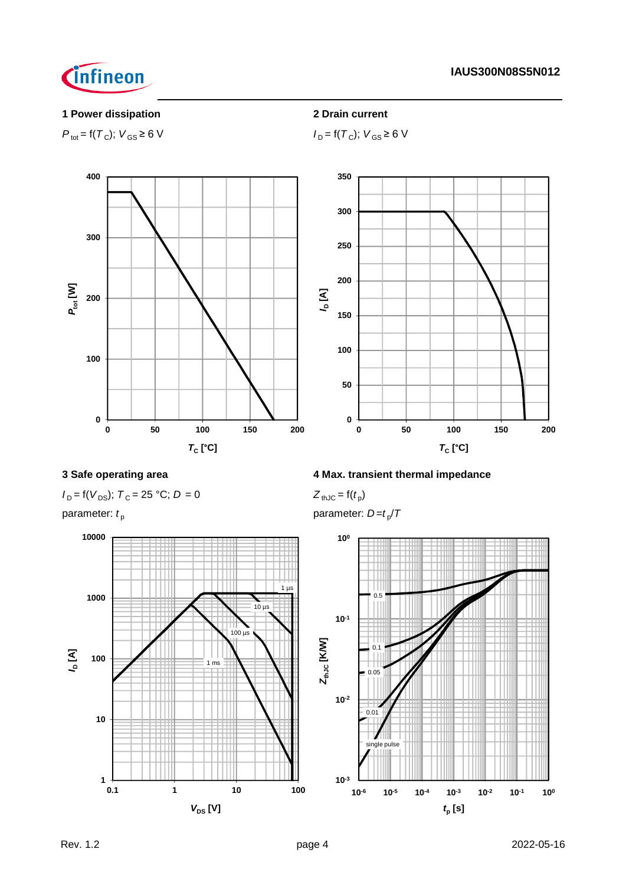## 1 Power dissipation

$P_{tot} = f(T_C)$; $V_{GS} \geq 6$ V

## 2 Drain current

$I_D = f(T_C)$; $V_{GS} \geq 6$ V

## 3 Safe operating area

$I_D = f(V_{DS})$; $T_C = 25$ °C; $D = 0$

parameter: $t_p$

## 4 Max. transient thermal impedance

$Z_{thJC} = f(t_p)$

parameter: $D = t_p/T$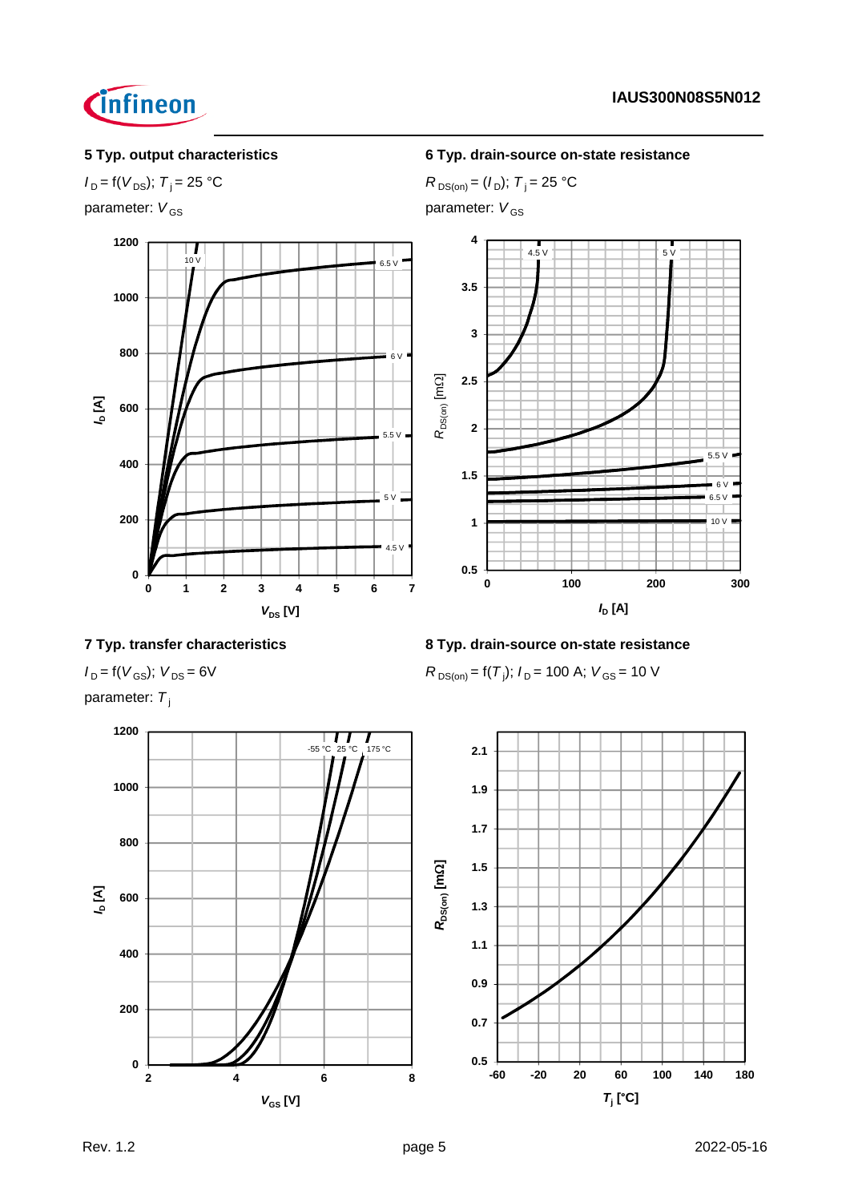### 5 Typ. output characteristics

$I_D = f(V_{DS})$; $T_j = 25\ °C$

parameter: $V_{GS}$

### 6 Typ. drain-source on-state resistance

$R_{DS(on)} = (I_D)$; $T_j = 25\ °C$

parameter: $V_{GS}$

### 7 Typ. transfer characteristics

$I_D = f(V_{GS})$; $V_{DS} = 6V$

parameter: $T_j$

### 8 Typ. drain-source on-state resistance

$R_{DS(on)} = f(T_j)$; $I_D = 100\ A$; $V_{GS} = 10\ V$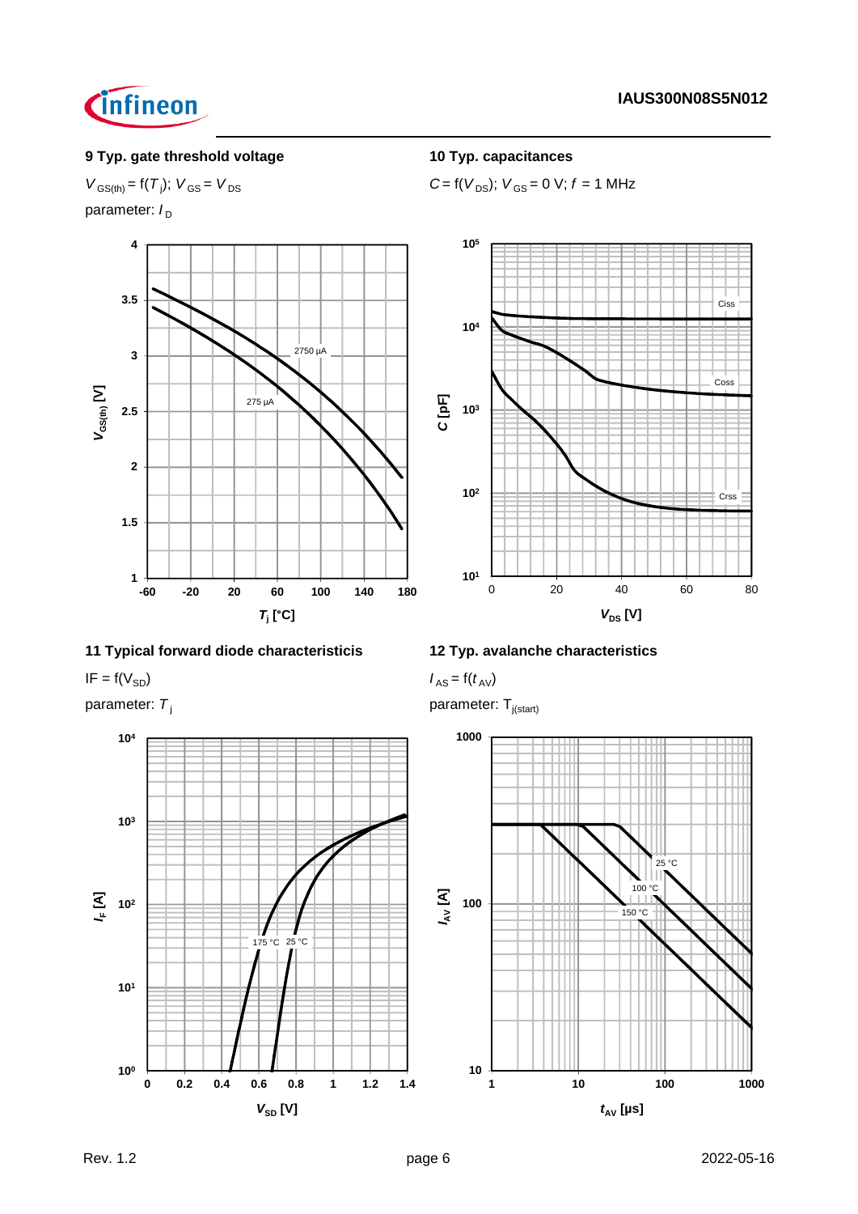## 9 Typ. gate threshold voltage

$V_{GS(th)} = f(T_j)$; $V_{GS} = V_{DS}$

parameter: $I_D$

## 10 Typ. capacitances

$C = f(V_{DS})$; $V_{GS} = 0$ V; $f = 1$ MHz

## 11 Typical forward diode characteristicis

$I_F = f(V_{SD})$

parameter: $T_j$

## 12 Typ. avalanche characteristics

$I_{AS} = f(t_{AV})$

parameter: $T_{j(start)}$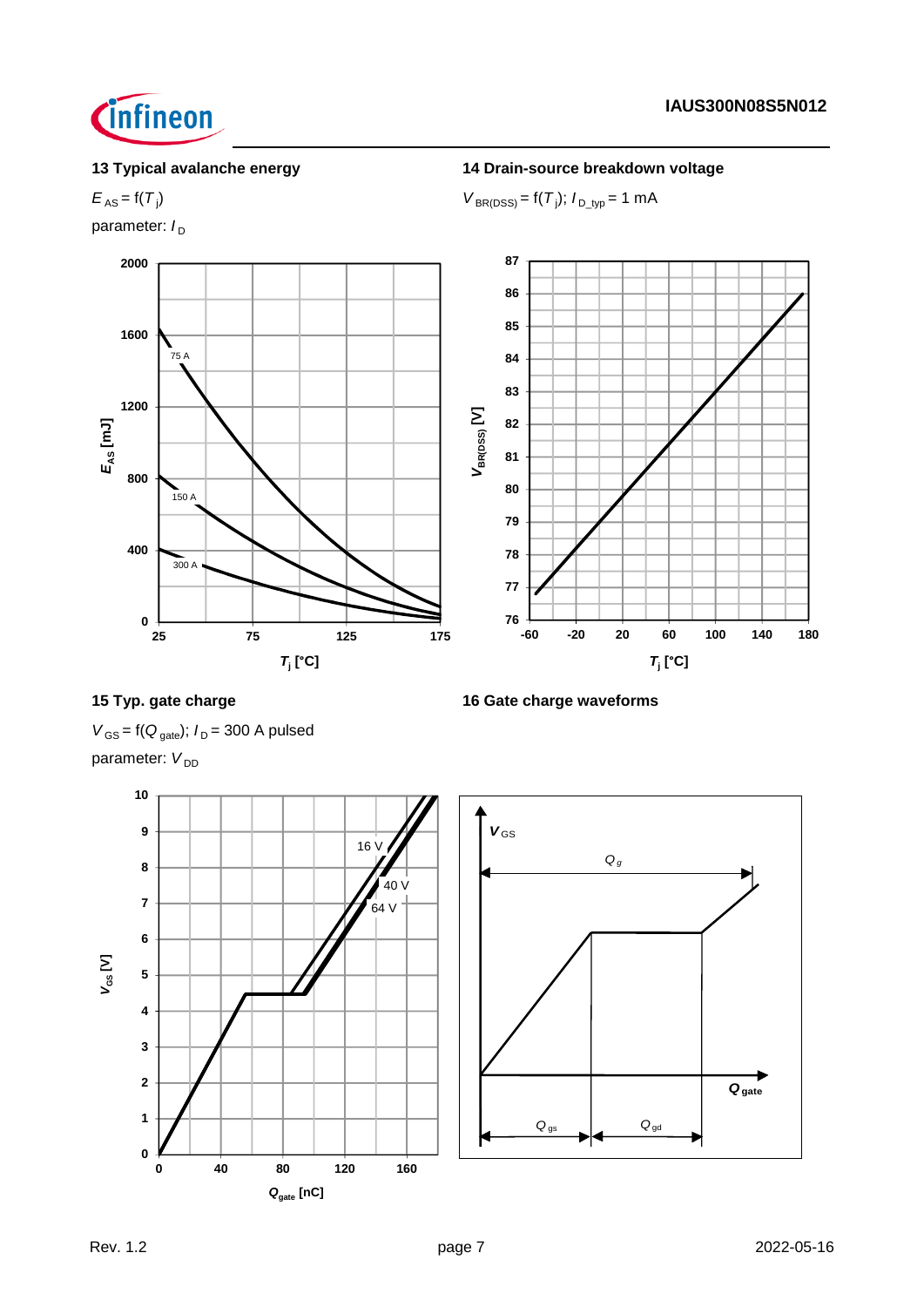### 13 Typical avalanche energy

$E_{AS} = f(T_j)$

parameter: $I_D$

### 14 Drain-source breakdown voltage

$V_{BR(DSS)} = f(T_j)$; $I_{D\_typ} = 1$ mA

### 15 Typ. gate charge

$V_{GS} = f(Q_{gate})$; $I_D = 300$ A pulsed

parameter: $V_{DD}$

### 16 Gate charge waveforms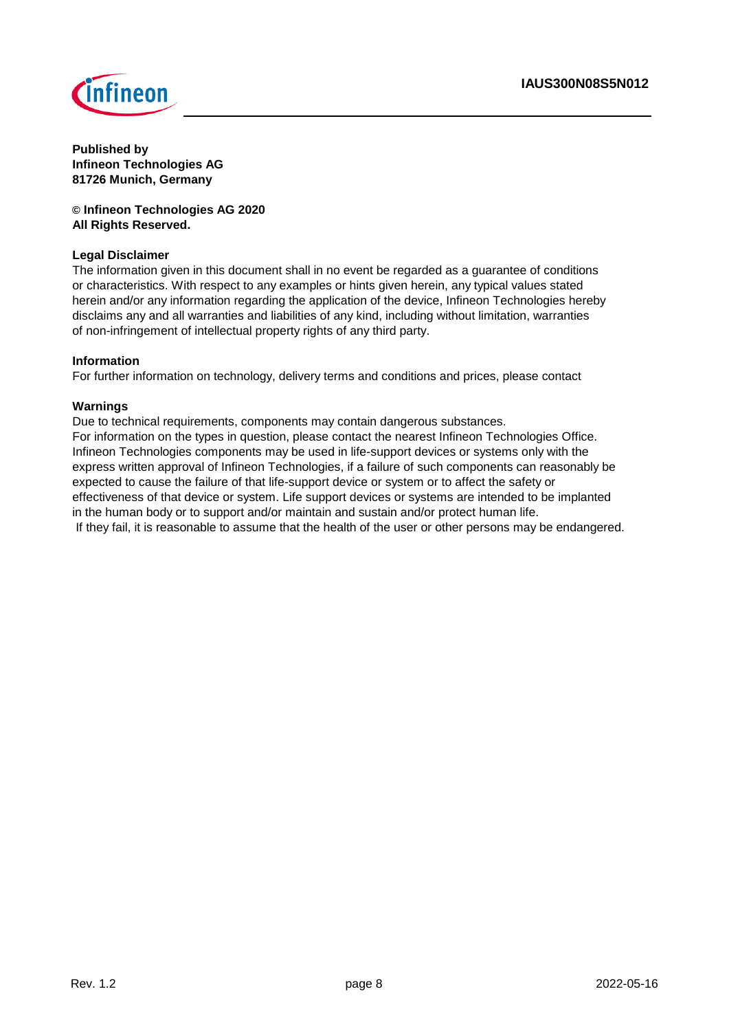**Published by**
**Infineon Technologies AG**
**81726 Munich, Germany**

**© Infineon Technologies AG 2020**
**All Rights Reserved.**

**Legal Disclaimer**

The information given in this document shall in no event be regarded as a guarantee of conditions or characteristics. With respect to any examples or hints given herein, any typical values stated herein and/or any information regarding the application of the device, Infineon Technologies hereby disclaims any and all warranties and liabilities of any kind, including without limitation, warranties of non-infringement of intellectual property rights of any third party.

**Information**

For further information on technology, delivery terms and conditions and prices, please contact

**Warnings**

Due to technical requirements, components may contain dangerous substances.
For information on the types in question, please contact the nearest Infineon Technologies Office.
Infineon Technologies components may be used in life-support devices or systems only with the express written approval of Infineon Technologies, if a failure of such components can reasonably be expected to cause the failure of that life-support device or system or to affect the safety or effectiveness of that device or system. Life support devices or systems are intended to be implanted in the human body or to support and/or maintain and sustain and/or protect human life.
If they fail, it is reasonable to assume that the health of the user or other persons may be endangered.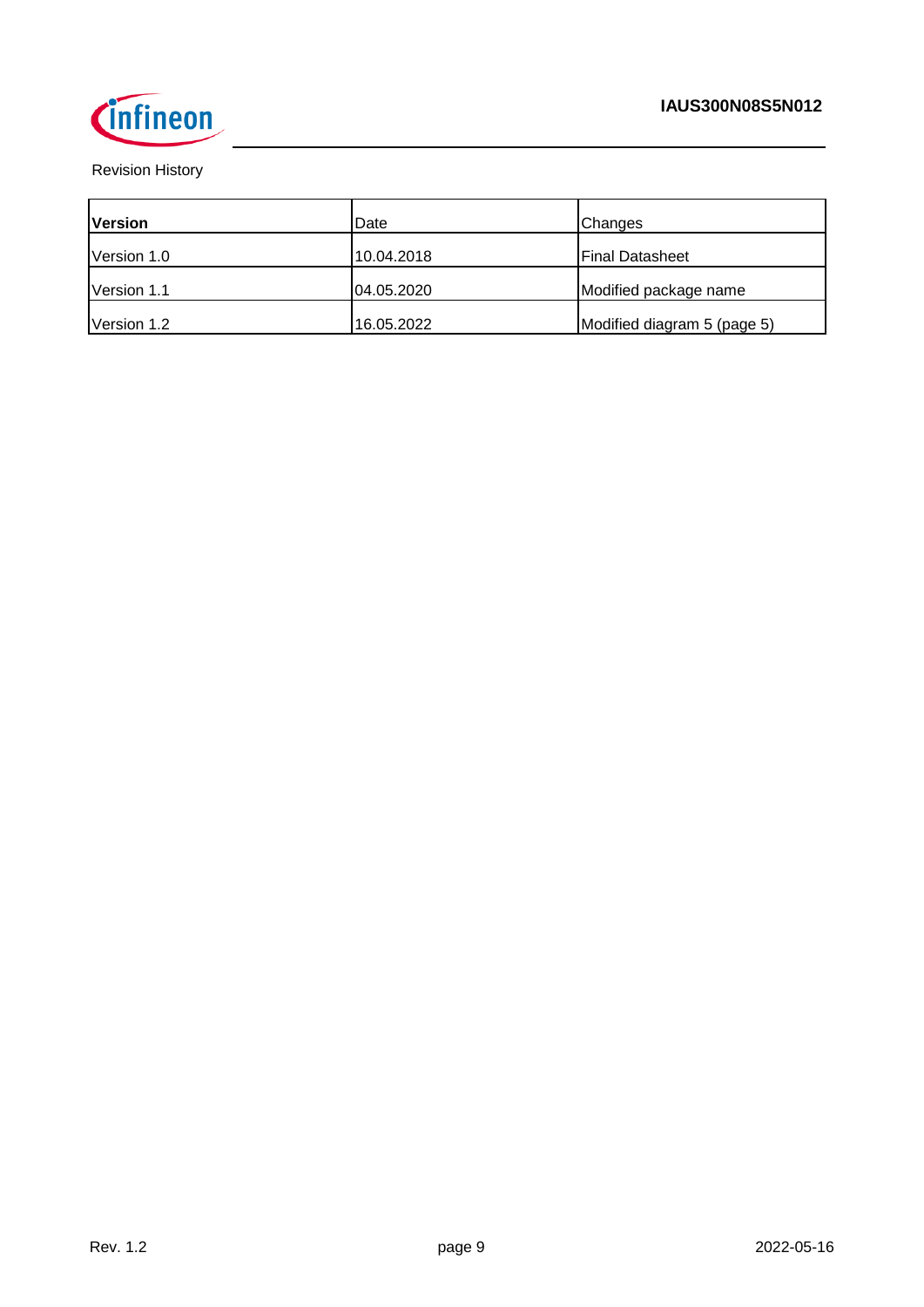Revision History

| **Version** | Date | Changes |
|---|---|---|
| Version 1.0 | 10.04.2018 | Final Datasheet |
| Version 1.1 | 04.05.2020 | Modified package name |
| Version 1.2 | 16.05.2022 | Modified diagram 5 (page 5) |